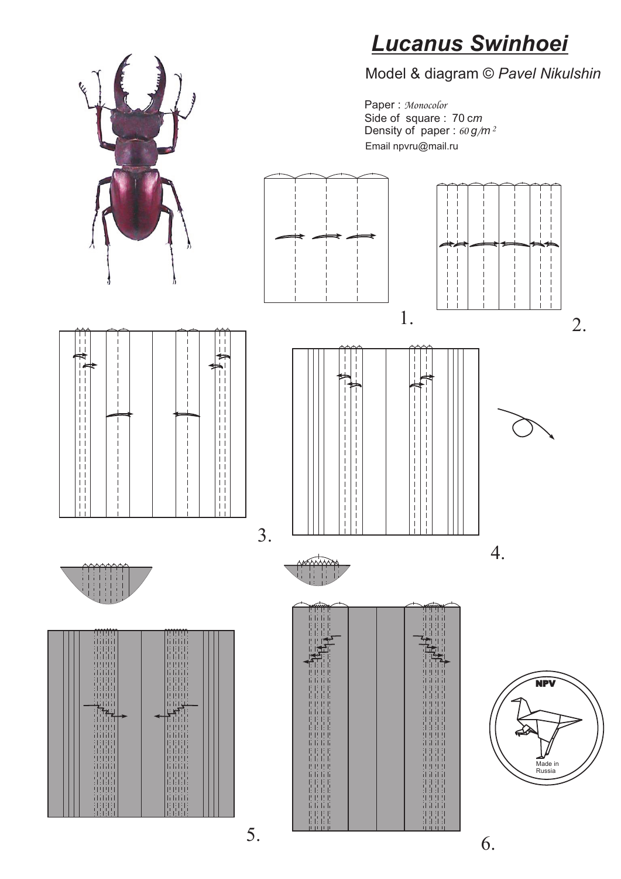# *Lucanus Swinhoei*

Model & diagram © *Pavel Nikulshin*

Paper : *Monocolor*
Side of square : 70 c*m*
Density of paper : *60 g/m²*
Email npvru@mail.ru

1.

2.

3.

4.

5.

6.

NPV

Made in Russia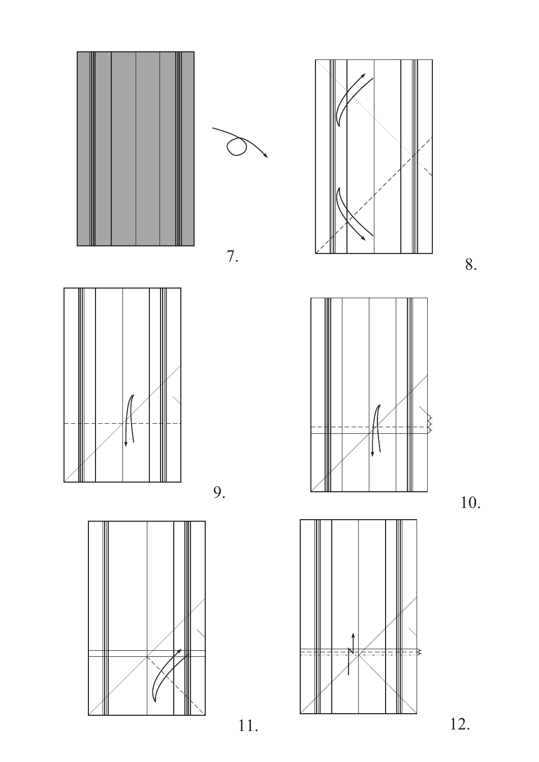7.

8.

9.

10.

11.

12.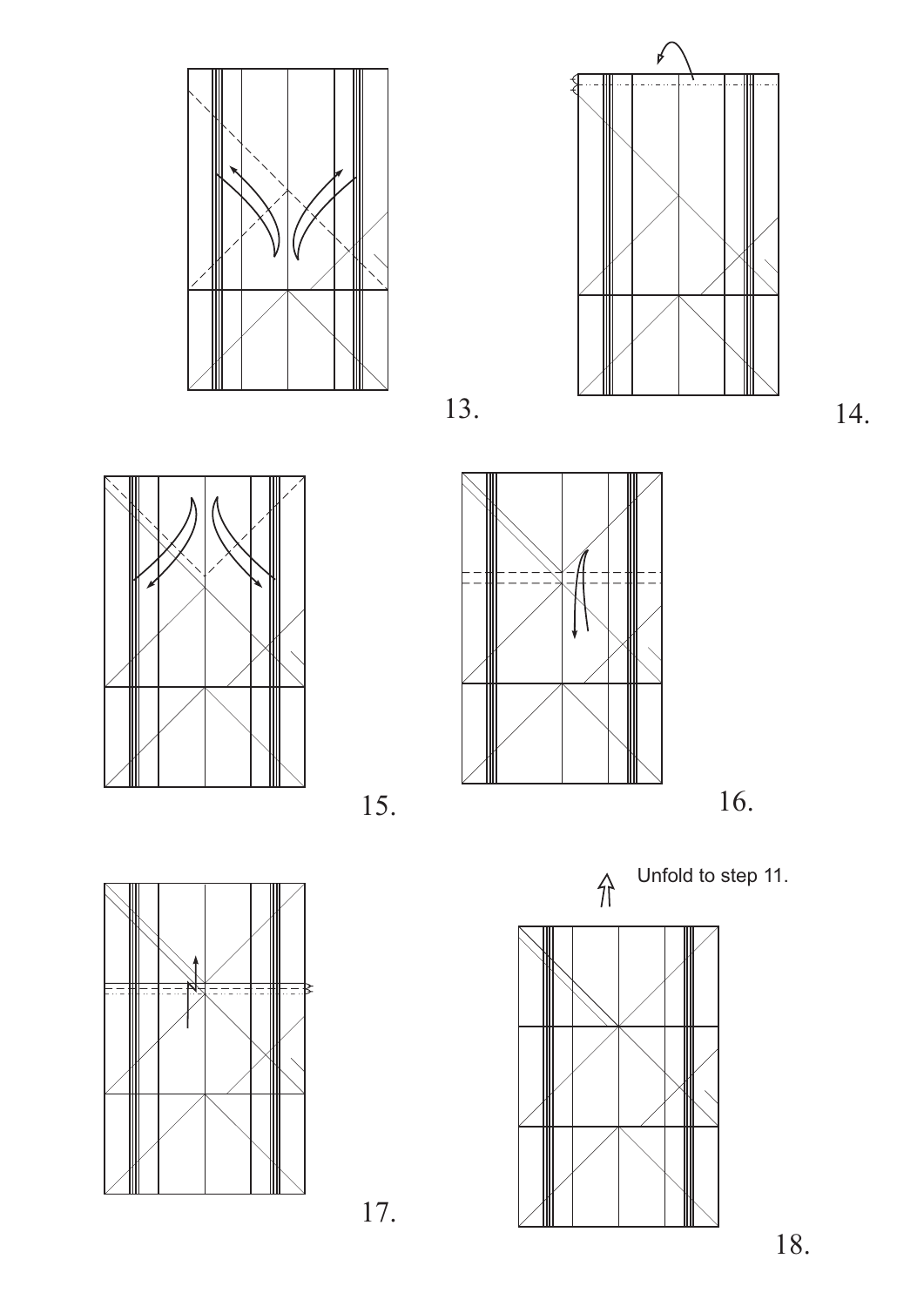13.

14.

15.

16.

Unfold to step 11.

17.

18.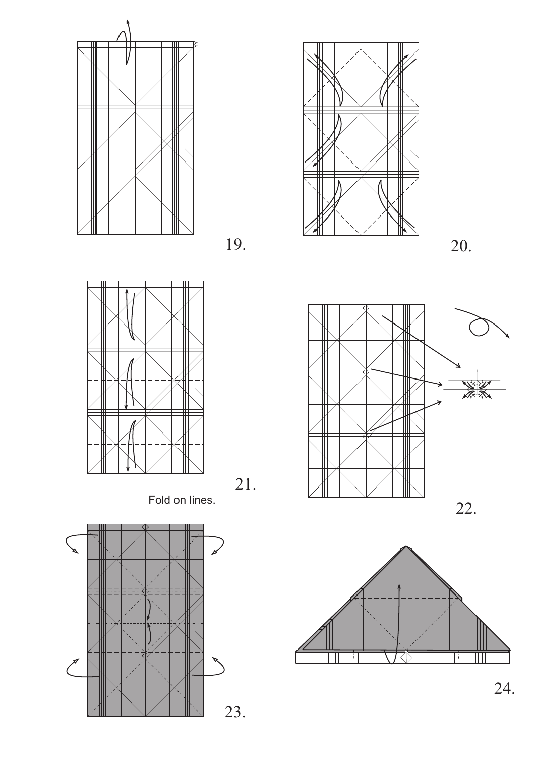19.

20.

21.

Fold on lines.

22.

23.

24.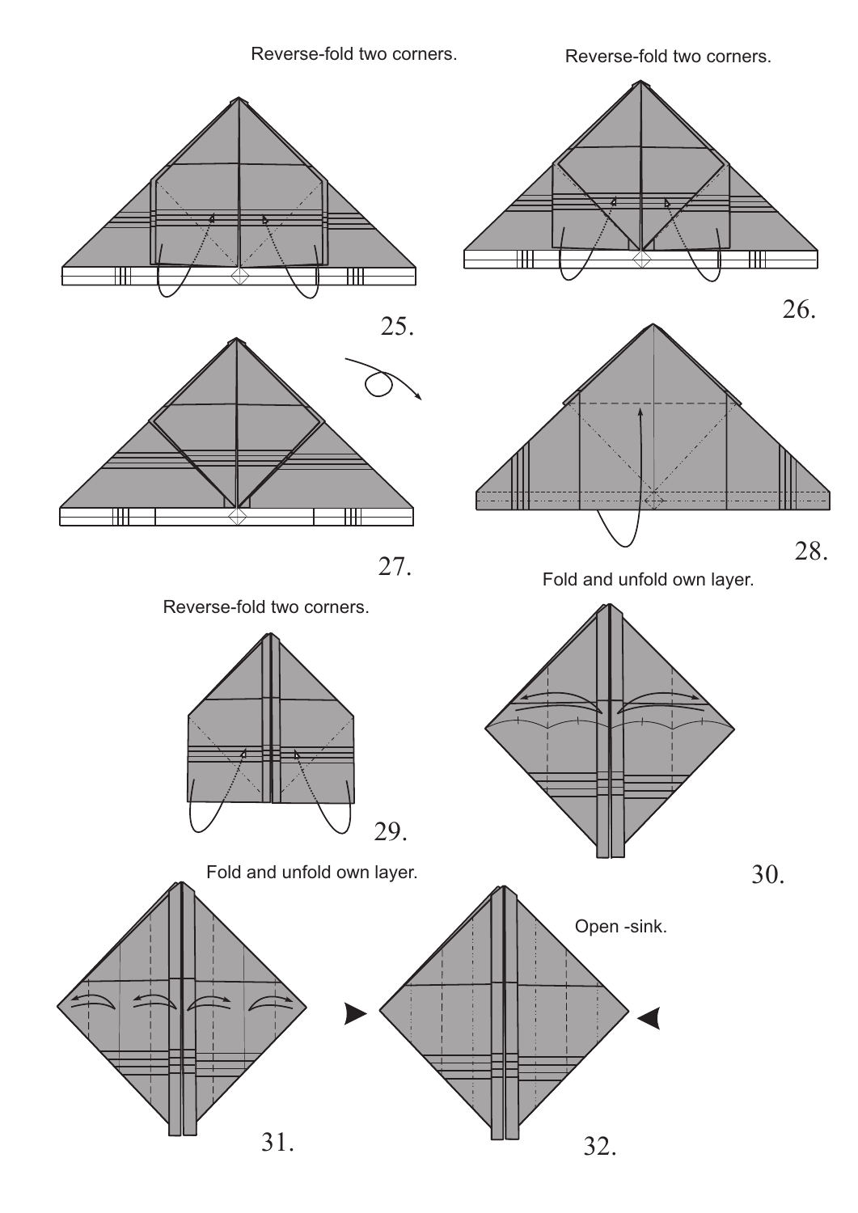Reverse-fold two corners.

25.

Reverse-fold two corners.

26.

27.

28.

Reverse-fold two corners.

29.

Fold and unfold own layer.

30.

Fold and unfold own layer.

31.

Open -sink.

32.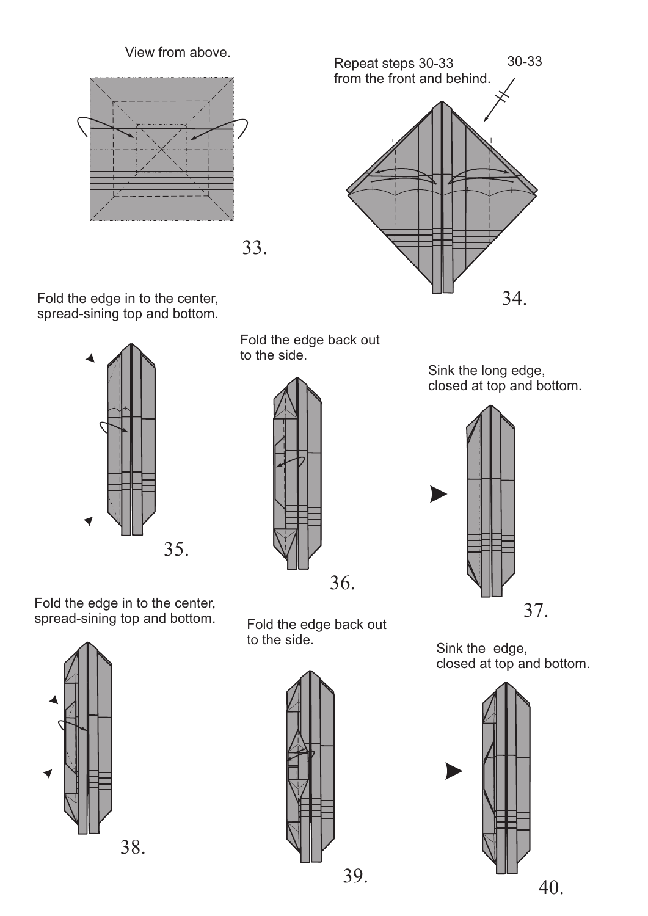View from above.

33.

Repeat steps 30-33 from the front and behind.

30-33

34.

Fold the edge in to the center, spread-sining top and bottom.

35.

Fold the edge back out to the side.

36.

Sink the long edge, closed at top and bottom.

37.

Fold the edge in to the center, spread-sining top and bottom.

38.

Fold the edge back out to the side.

39.

Sink the edge, closed at top and bottom.

40.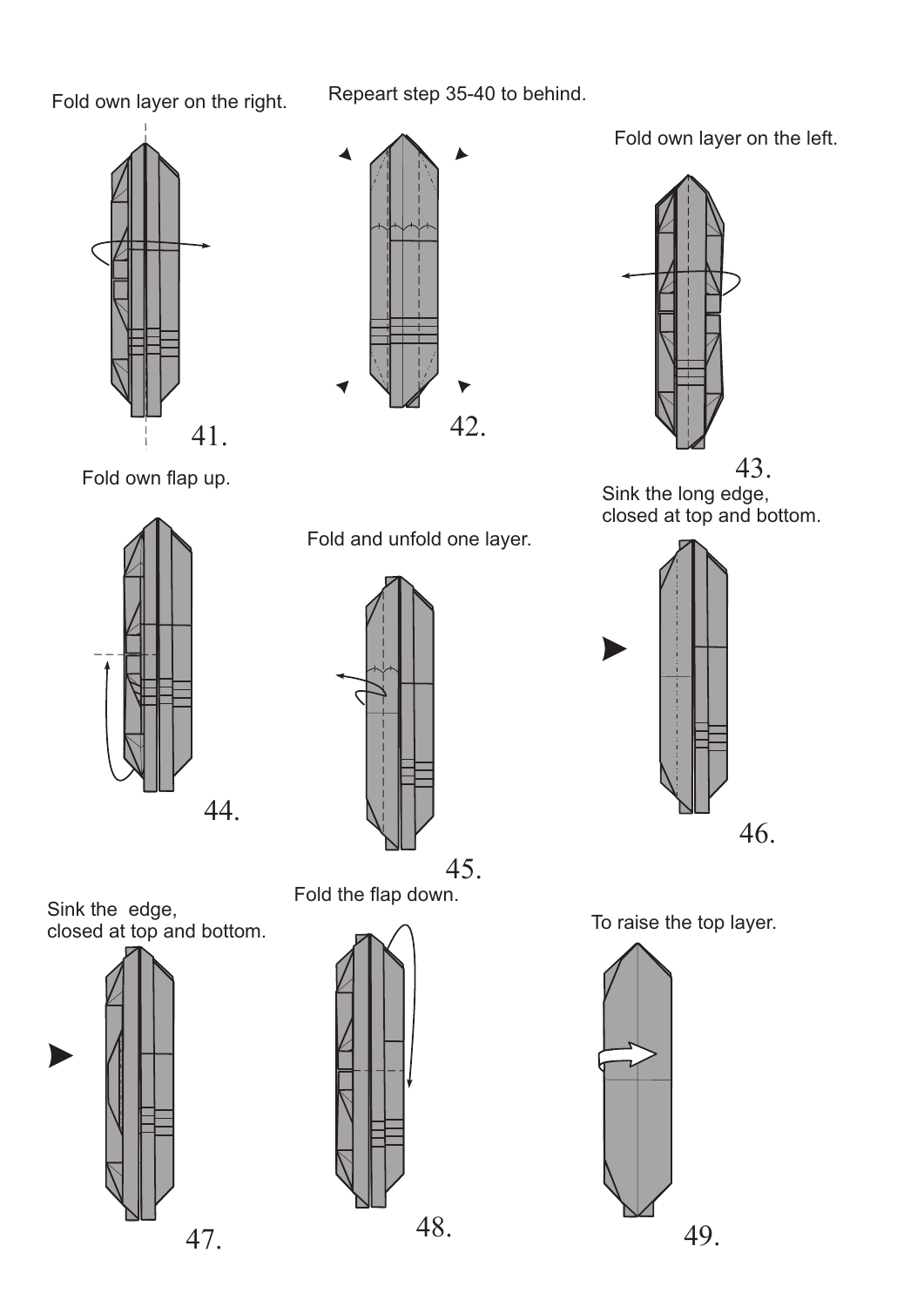Fold own layer on the right.

41.

Repeart step 35-40 to behind.

42.

Fold own layer on the left.

43.

Fold own flap up.

44.

Fold and unfold one layer.

45.

Sink the long edge,
closed at top and bottom.

46.

Sink the  edge,
closed at top and bottom.

47.

Fold the flap down.

48.

To raise the top layer.

49.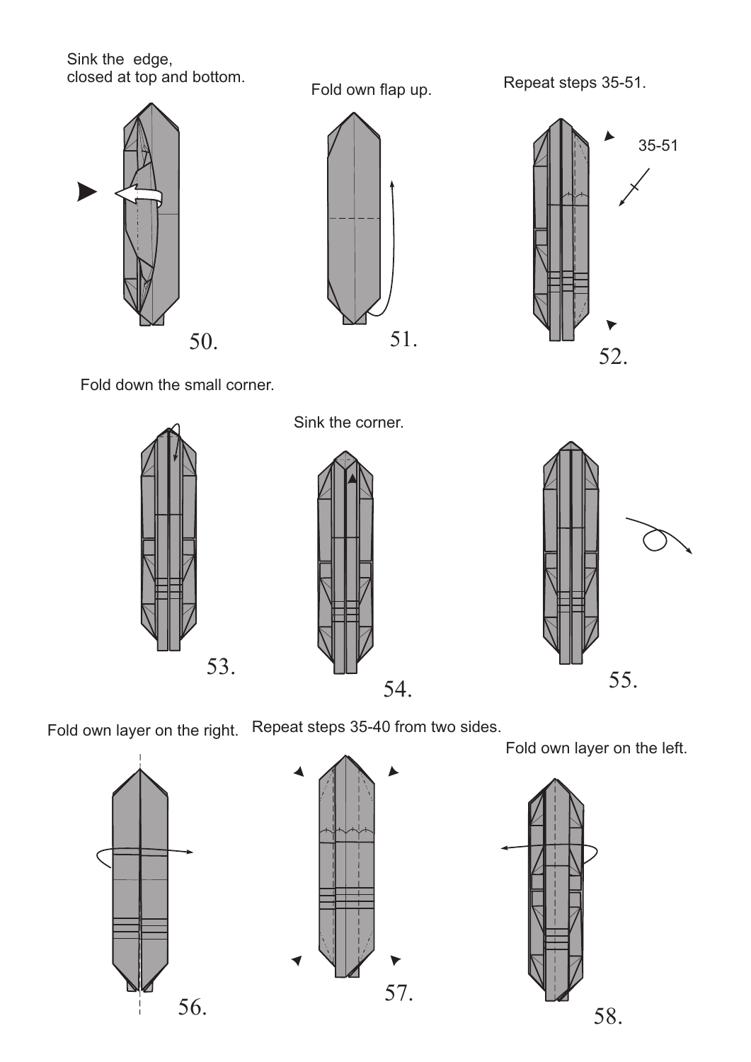Sink the edge,
closed at top and bottom.

50.

Fold own flap up.

51.

Repeat steps 35-51.

35-51

52.

Fold down the small corner.

53.

Sink the corner.

54.

55.

Fold own layer on the right.

56.

Repeat steps 35-40 from two sides.

57.

Fold own layer on the left.

58.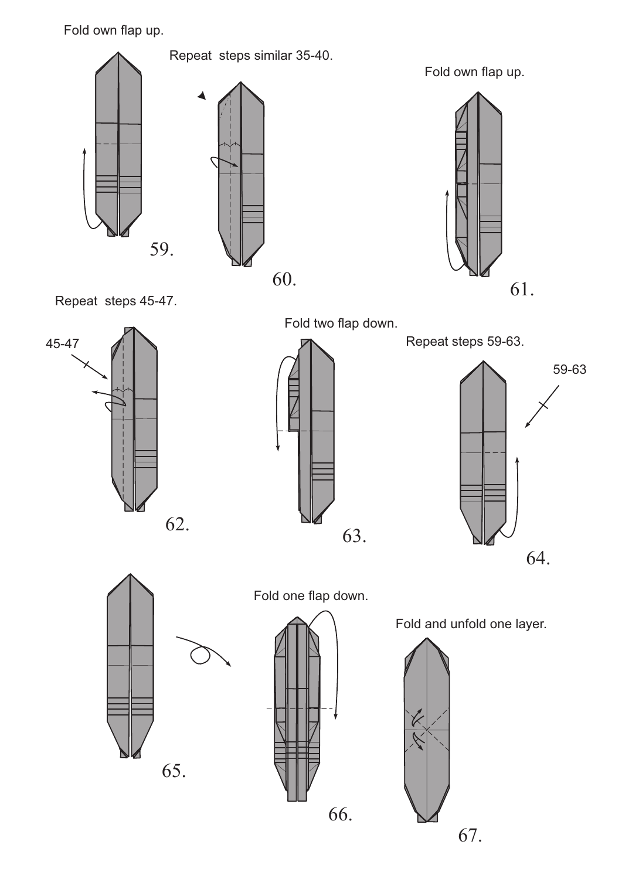Fold own flap up.

59.

Repeat steps similar 35-40.

60.

Fold own flap up.

61.

Repeat steps 45-47.

45-47

62.

Fold two flap down.

63.

Repeat steps 59-63.

59-63

64.

65.

Fold one flap down.

66.

Fold and unfold one layer.

67.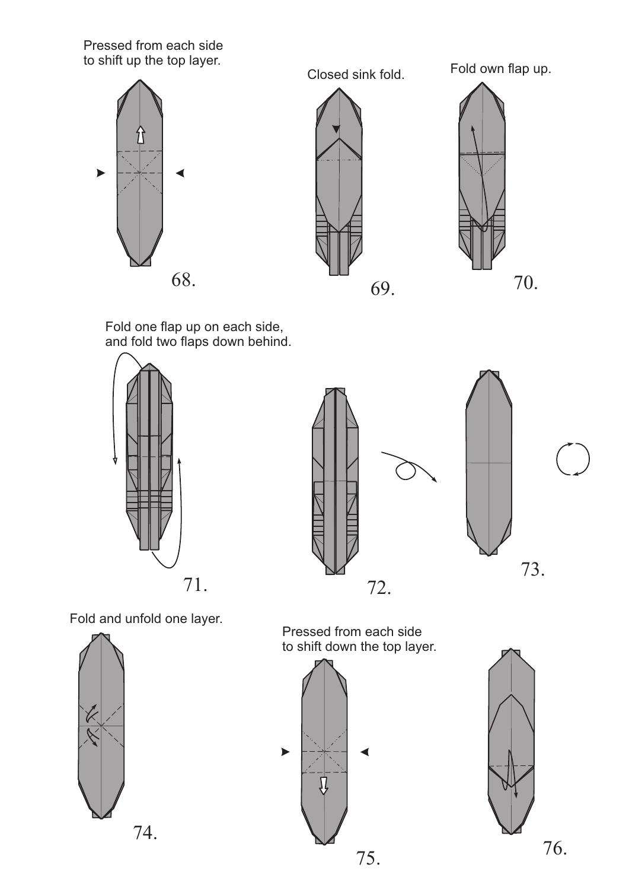Pressed from each side to shift up the top layer.

68.

Closed sink fold.

69.

Fold own flap up.

70.

Fold one flap up on each side, and fold two flaps down behind.

71.

72.

73.

Fold and unfold one layer.

74.

Pressed from each side to shift down the top layer.

75.

76.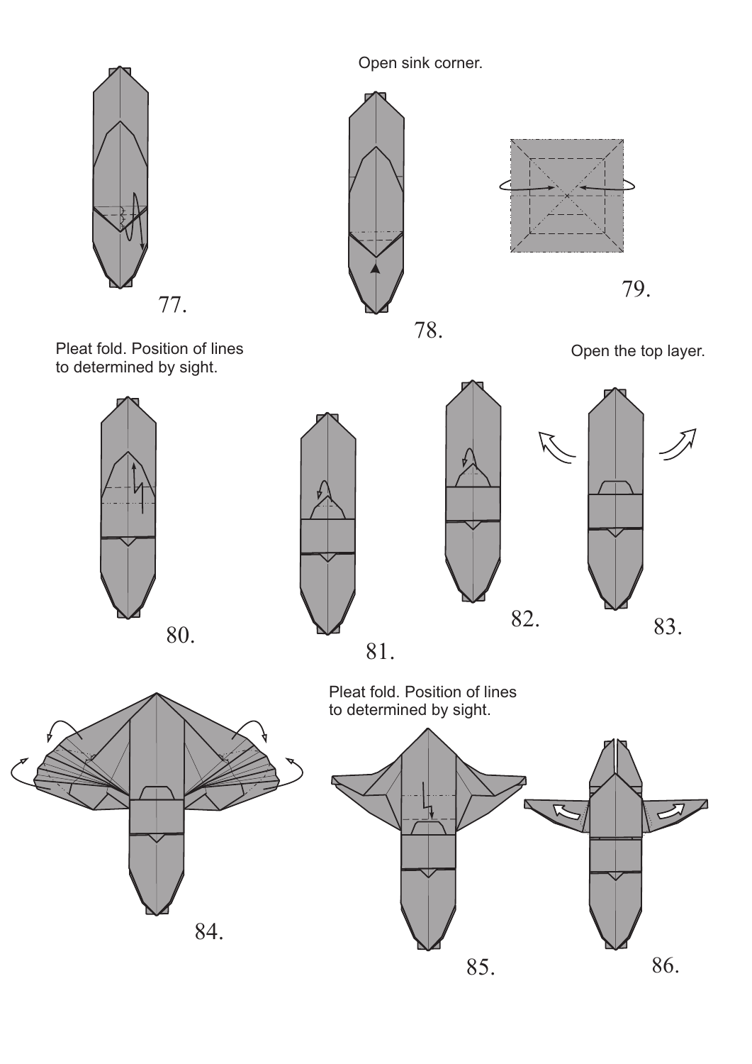77.

Open sink corner.

78.

79.

Pleat fold. Position of lines to determined by sight.

80.

81.

82.

Open the top layer.

83.

84.

Pleat fold. Position of lines to determined by sight.

85.

86.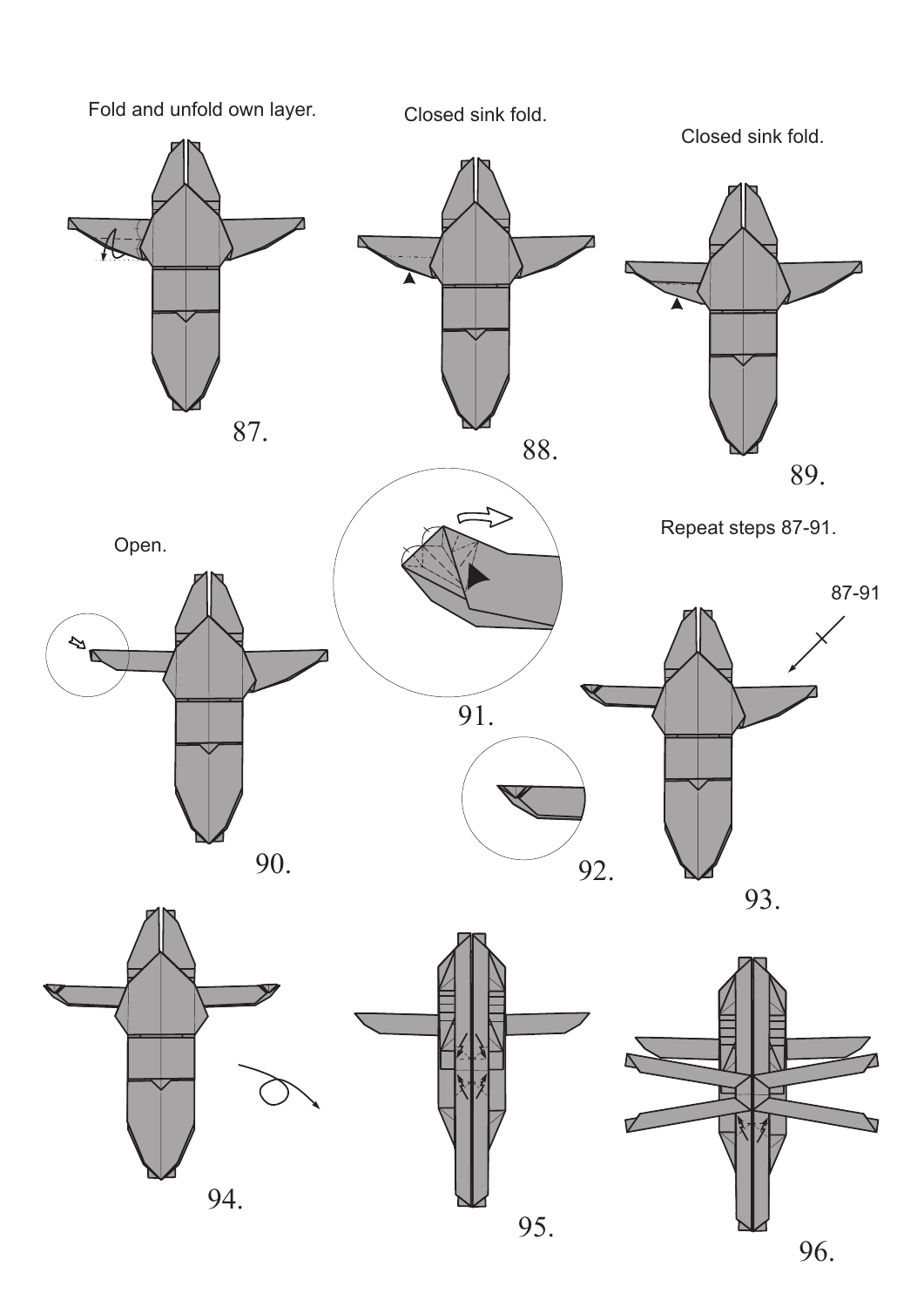Fold and unfold own layer.

87.

Closed sink fold.

88.

Closed sink fold.

89.

Open.

90.

91.

92.

Repeat steps 87-91.

87-91

93.

94.

95.

96.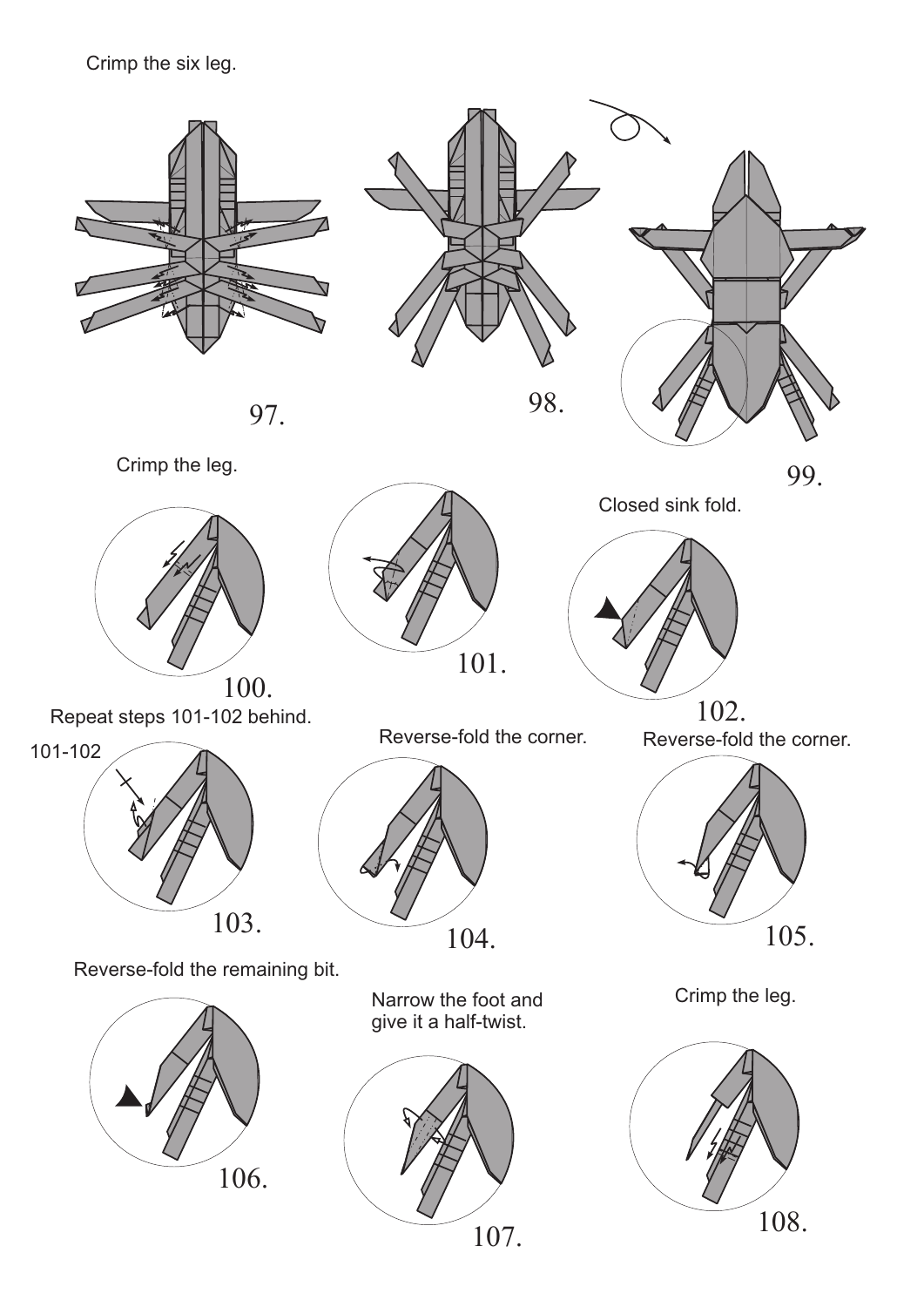Crimp the six leg.

97.

98.

99.

Crimp the leg.

100.

101.

Closed sink fold.

102.

Repeat steps 101-102 behind.

101-102

103.

Reverse-fold the corner.

104.

Reverse-fold the corner.

105.

Reverse-fold the remaining bit.

106.

Narrow the foot and give it a half-twist.

107.

Crimp the leg.

108.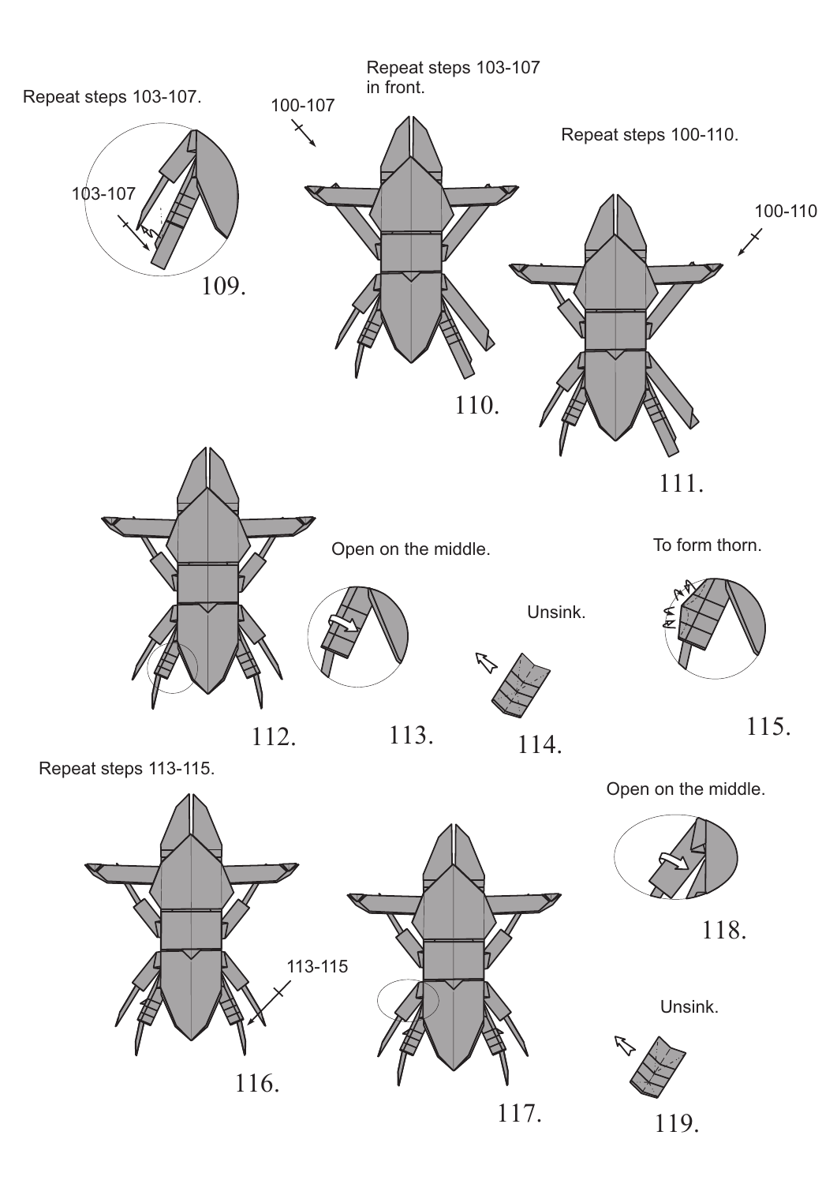Repeat steps 103-107.

103-107

109.

100-107

Repeat steps 103-107 in front.

110.

Repeat steps 100-110.

100-110

111.

112.

Open on the middle.

113.

Unsink.

114.

To form thorn.

115.

Repeat steps 113-115.

113-115

116.

117.

Open on the middle.

118.

Unsink.

119.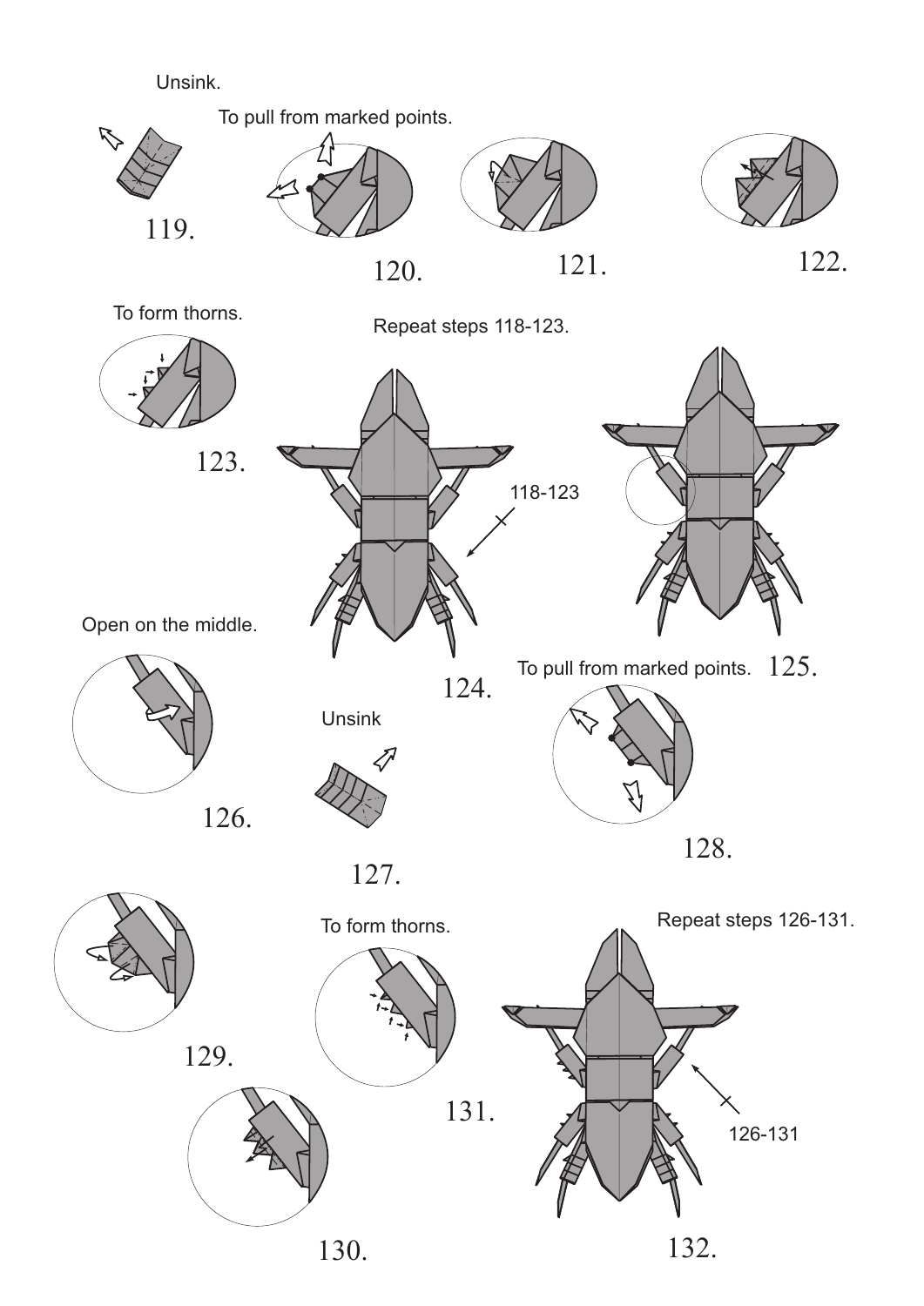Unsink.

To pull from marked points.

119.

120.

121.

122.

To form thorns.

Repeat steps 118-123.

123.

118-123

124.

125.

Open on the middle.

To pull from marked points.

Unsink

126.

127.

128.

To form thorns.

Repeat steps 126-131.

129.

131.

126-131

130.

132.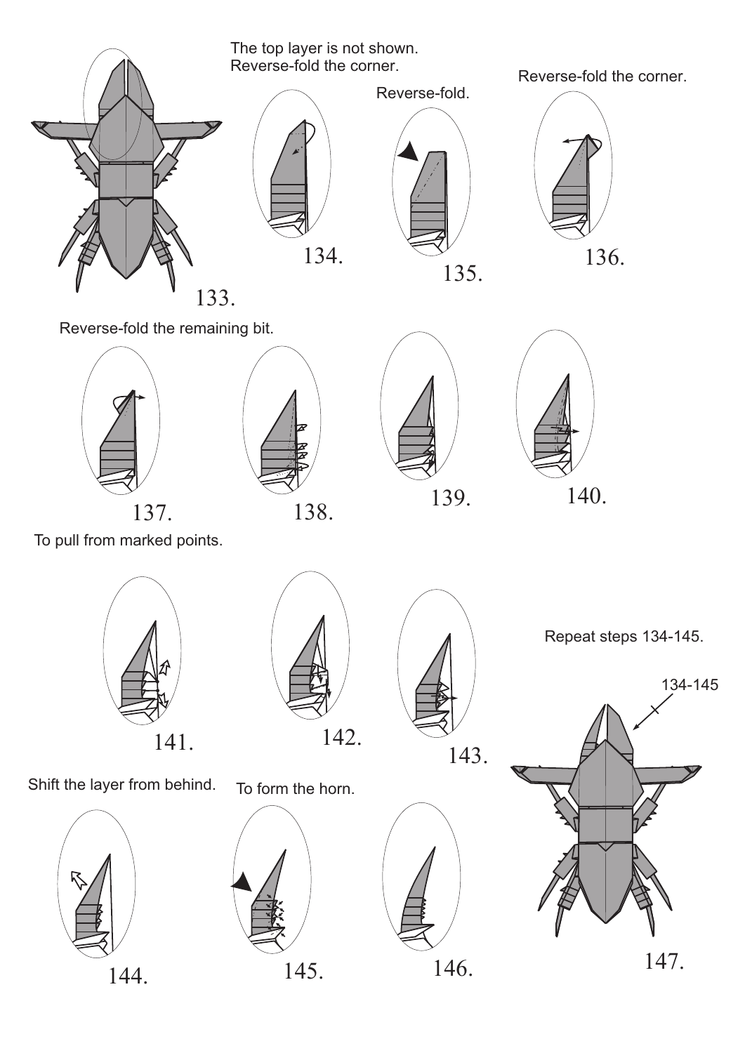133.

The top layer is not shown.
Reverse-fold the corner.

134.

Reverse-fold.

135.

Reverse-fold the corner.

136.

Reverse-fold the remaining bit.

137.

138.

139.

140.

To pull from marked points.

141.

142.

143.

Repeat steps 134-145.

134-145

Shift the layer from behind.

144.

To form the horn.

145.

146.

147.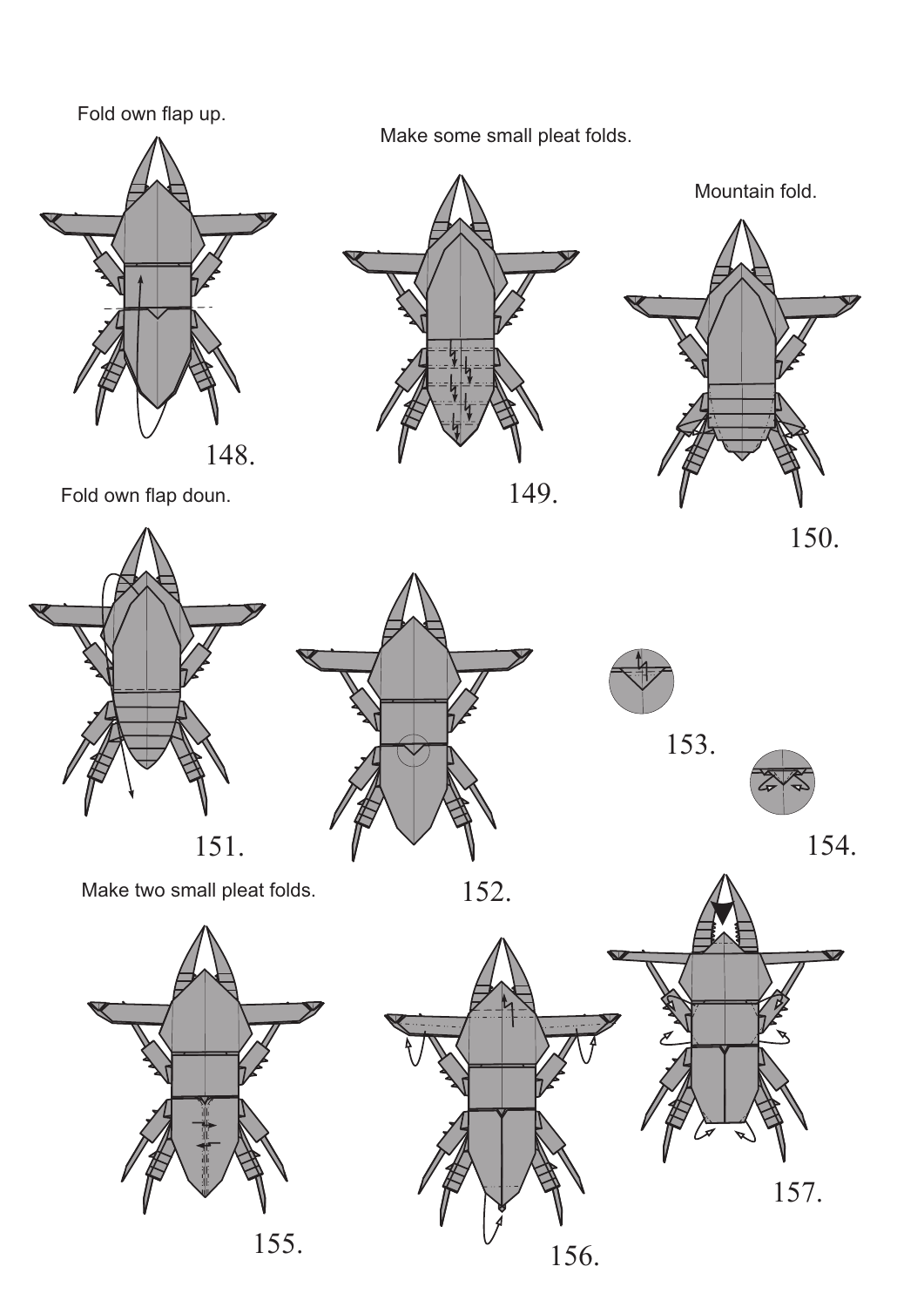Fold own flap up.

148.

Make some small pleat folds.

149.

Mountain fold.

150.

Fold own flap doun.

151.

152.

153.

154.

Make two small pleat folds.

155.

156.

157.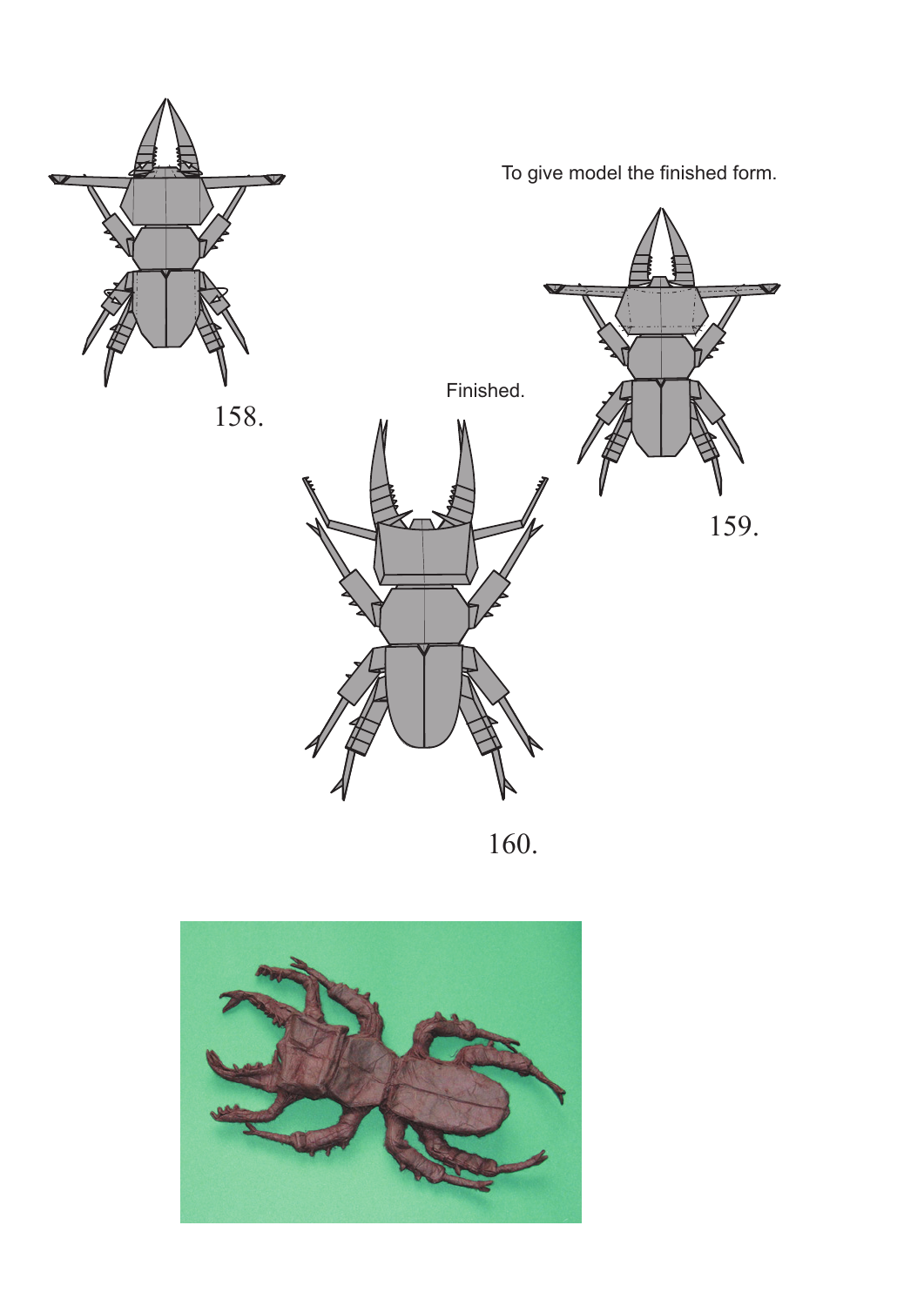To give model the finished form.

158.

159.

Finished.

160.